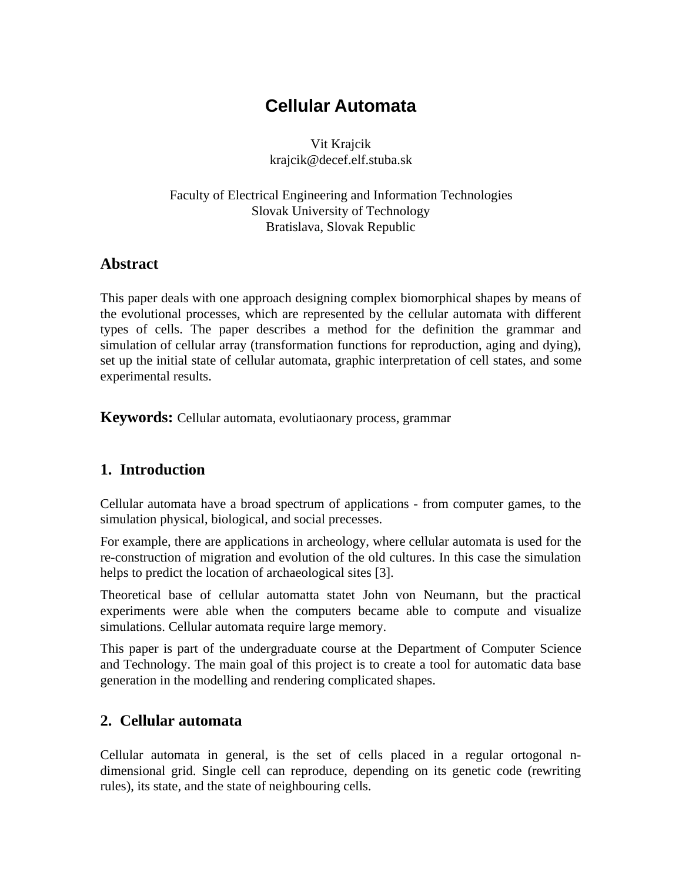# Cellular Automata

Vit Krajcik
krajcik@decef.elf.stuba.sk

Faculty of Electrical Engineering and Information Technologies
Slovak University of Technology
Bratislava, Slovak Republic

## Abstract

This paper deals with one approach designing complex biomorphical shapes by means of the evolutional processes, which are represented by the cellular automata with different types of cells. The paper describes a method for the definition the grammar and simulation of cellular array (transformation functions for reproduction, aging and dying), set up the initial state of cellular automata, graphic interpretation of cell states, and some experimental results.

**Keywords:** Cellular automata, evolutiaonary process, grammar

## 1. Introduction

Cellular automata have a broad spectrum of applications - from computer games, to the simulation physical, biological, and social precesses.

For example, there are applications in archeology, where cellular automata is used for the re-construction of migration and evolution of the old cultures. In this case the simulation helps to predict the location of archaeological sites [3].

Theoretical base of cellular automatta statet John von Neumann, but the practical experiments were able when the computers became able to compute and visualize simulations. Cellular automata require large memory.

This paper is part of the undergraduate course at the Department of Computer Science and Technology. The main goal of this project is to create a tool for automatic data base generation in the modelling and rendering complicated shapes.

## 2. Cellular automata

Cellular automata in general, is the set of cells placed in a regular ortogonal n-dimensional grid. Single cell can reproduce, depending on its genetic code (rewriting rules), its state, and the state of neighbouring cells.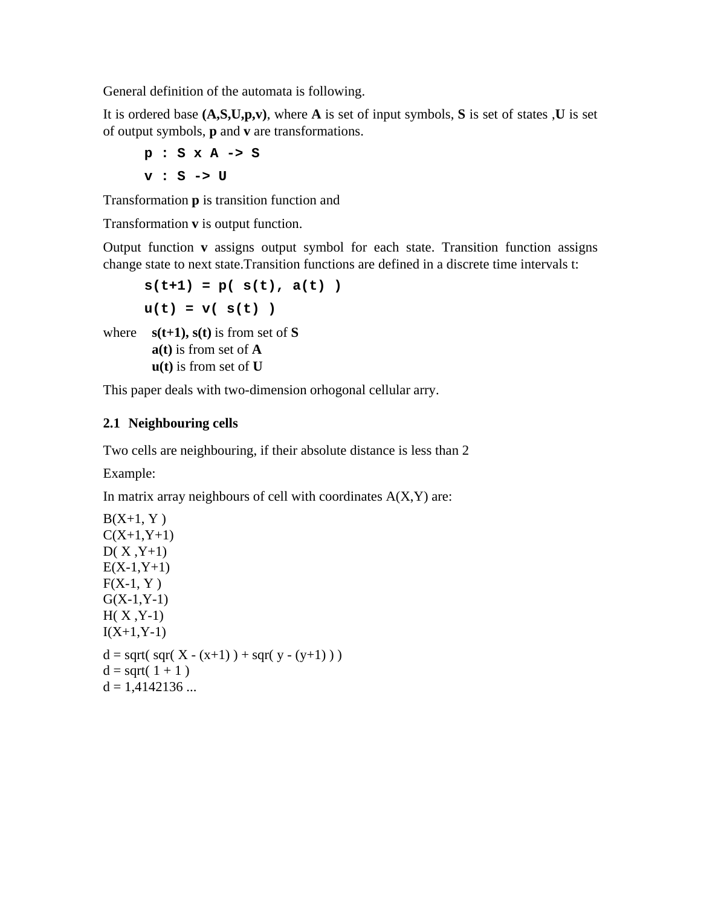General definition of the automata is following.

It is ordered base **(A,S,U,p,v)**, where **A** is set of input symbols, **S** is set of states ,**U** is set of output symbols, **p** and **v** are transformations.

```
p : S x A -> S
v : S -> U
```

Transformation **p** is transition function and

Transformation **v** is output function.

Output function **v** assigns output symbol for each state. Transition function assigns change state to next state.Transition functions are defined in a discrete time intervals t:

```
s(t+1) = p( s(t), a(t) )
u(t) = v( s(t) )
```

where **s(t+1), s(t)** is from set of **S**
**a(t)** is from set of **A**
**u(t)** is from set of **U**

This paper deals with two-dimension orhogonal cellular arry.

### 2.1 Neighbouring cells

Two cells are neighbouring, if their absolute distance is less than 2

Example:

In matrix array neighbours of cell with coordinates A(X,Y) are:

B(X+1, Y )
C(X+1,Y+1)
D( X ,Y+1)
E(X-1,Y+1)
F(X-1, Y )
G(X-1,Y-1)
H( X ,Y-1)
I(X+1,Y-1)

d = sqrt( sqr( X - (x+1) ) + sqr( y - (y+1) ) )
d = sqrt( 1 + 1 )
d = 1,4142136 ...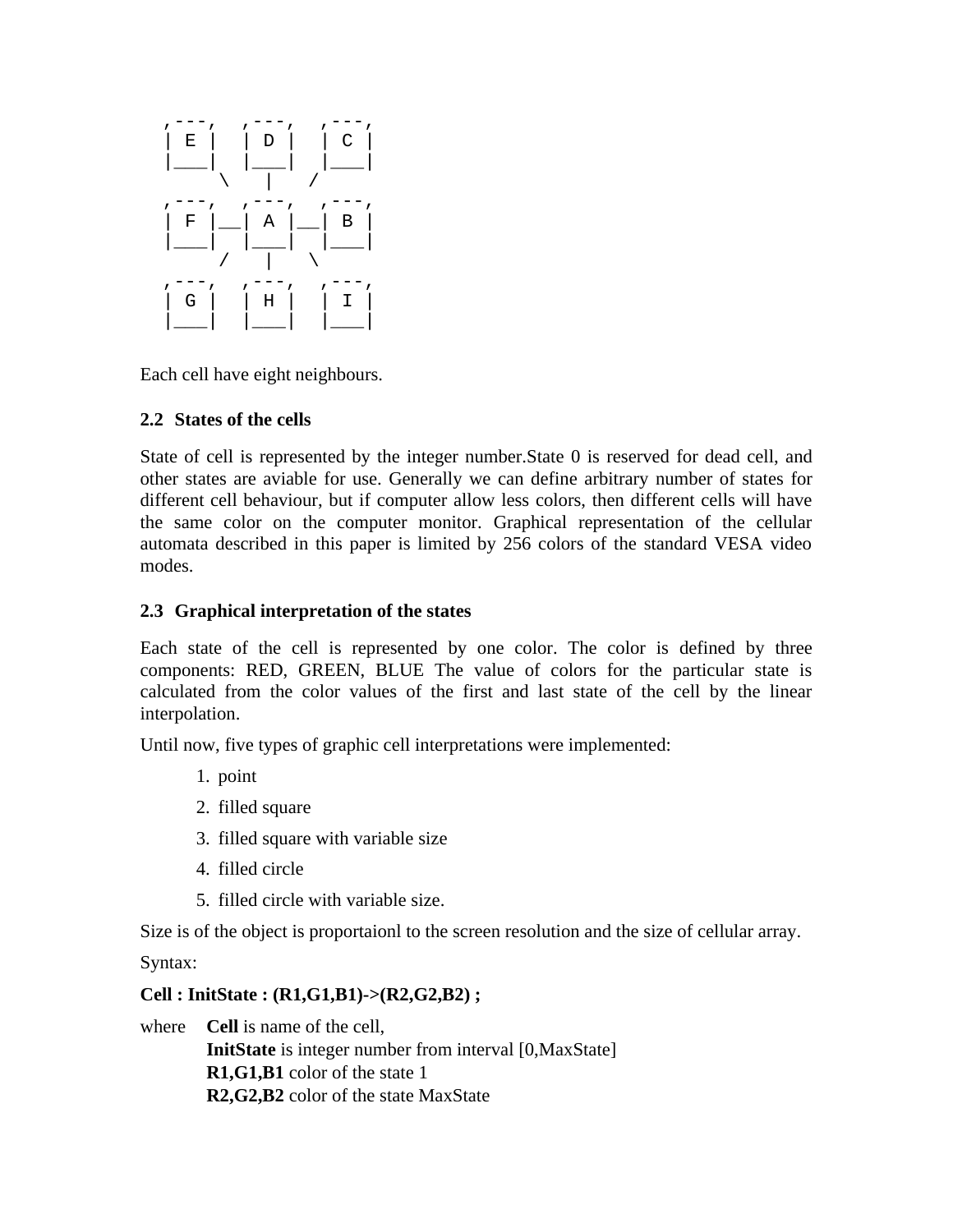```
 ,---,   ,---,   ,---,
 | E |   | D |   | C |
 |___|   |___|   |___|
      \    |    /
 ,---,   ,---,   ,---,
 | F |__| A |__| B |
 |___|   |___|   |___|
      /    |    \
 ,---,   ,---,   ,---,
 | G |   | H |   | I |
 |___|   |___|   |___|
```

Each cell have eight neighbours.

### 2.2 States of the cells

State of cell is represented by the integer number.State 0 is reserved for dead cell, and other states are aviable for use. Generally we can define arbitrary number of states for different cell behaviour, but if computer allow less colors, then different cells will have the same color on the computer monitor. Graphical representation of the cellular automata described in this paper is limited by 256 colors of the standard VESA video modes.

### 2.3 Graphical interpretation of the states

Each state of the cell is represented by one color. The color is defined by three components: RED, GREEN, BLUE The value of colors for the particular state is calculated from the color values of the first and last state of the cell by the linear interpolation.

Until now, five types of graphic cell interpretations were implemented:

1. point
2. filled square
3. filled square with variable size
4. filled circle
5. filled circle with variable size.

Size is of the object is proportaionl to the screen resolution and the size of cellular array.

Syntax:

**Cell : InitState : (R1,G1,B1)->(R2,G2,B2) ;**

where **Cell** is name of the cell,
**InitState** is integer number from interval [0,MaxState]
**R1,G1,B1** color of the state 1
**R2,G2,B2** color of the state MaxState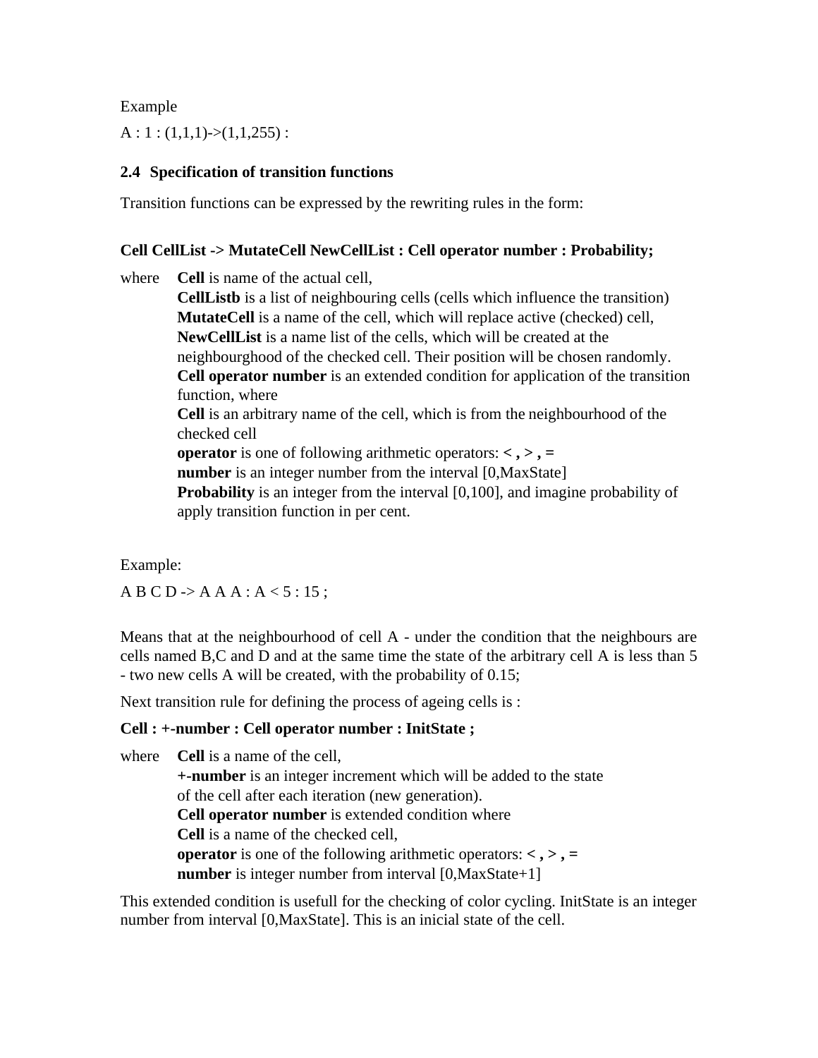Example

A : 1 : (1,1,1)->(1,1,255) :

### 2.4 Specification of transition functions

Transition functions can be expressed by the rewriting rules in the form:

**Cell CellList -> MutateCell NewCellList : Cell operator number : Probability;**

where **Cell** is name of the actual cell,
**CellListb** is a list of neighbouring cells (cells which influence the transition)
**MutateCell** is a name of the cell, which will replace active (checked) cell,
**NewCellList** is a name list of the cells, which will be created at the neighbourghood of the checked cell. Their position will be chosen randomly.
**Cell operator number** is an extended condition for application of the transition function, where
**Cell** is an arbitrary name of the cell, which is from the neighbourhood of the checked cell
**operator** is one of following arithmetic operators: **< , > , =**
**number** is an integer number from the interval [0,MaxState]
**Probability** is an integer from the interval [0,100], and imagine probability of apply transition function in per cent.

Example:

A B C D -> A A A : A < 5 : 15 ;

Means that at the neighbourhood of cell A - under the condition that the neighbours are cells named B,C and D and at the same time the state of the arbitrary cell A is less than 5 - two new cells A will be created, with the probability of 0.15;

Next transition rule for defining the process of ageing cells is :

**Cell : +-number : Cell operator number : InitState ;**

where **Cell** is a name of the cell,
**+-number** is an integer increment which will be added to the state of the cell after each iteration (new generation).
**Cell operator number** is extended condition where
**Cell** is a name of the checked cell,
**operator** is one of the following arithmetic operators: **< , > , =**
**number** is integer number from interval [0,MaxState+1]

This extended condition is usefull for the checking of color cycling. InitState is an integer number from interval [0,MaxState]. This is an inicial state of the cell.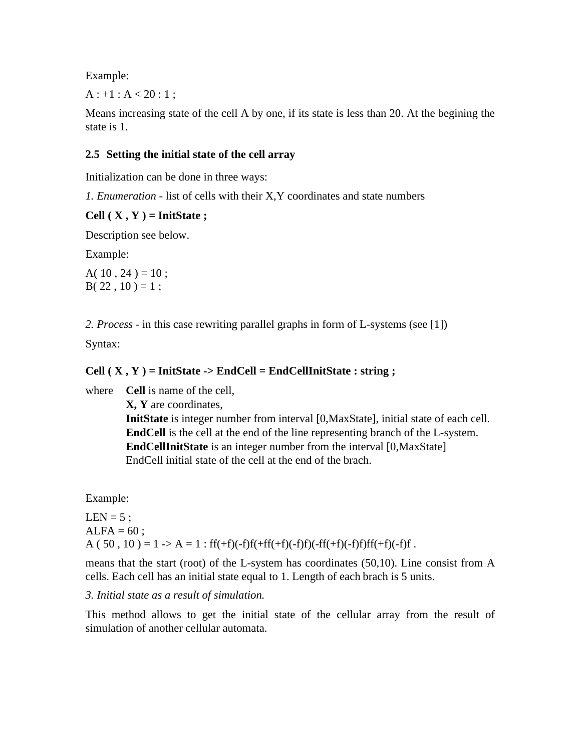Example:

A : +1 : A < 20 : 1 ;

Means increasing state of the cell A by one, if its state is less than 20. At the begining the state is 1.

## 2.5 Setting the initial state of the cell array

Initialization can be done in three ways:

*1. Enumeration* - list of cells with their X,Y coordinates and state numbers

**Cell ( X , Y ) = InitState ;**

Description see below.

Example:

A( 10 , 24 ) = 10 ;
B( 22 , 10 ) = 1 ;

*2. Process* - in this case rewriting parallel graphs in form of L-systems (see [1])

Syntax:

**Cell ( X , Y ) = InitState -> EndCell = EndCellInitState : string ;**

where **Cell** is name of the cell,
**X, Y** are coordinates,
**InitState** is integer number from interval [0,MaxState], initial state of each cell.
**EndCell** is the cell at the end of the line representing branch of the L-system.
**EndCellInitState** is an integer number from the interval [0,MaxState]
EndCell initial state of the cell at the end of the brach.

Example:

LEN = 5 ;
ALFA = 60 ;
A ( 50 , 10 ) = 1 -> A = 1 : ff(+f)(-f)f(+ff(+f)(-f)f)(-ff(+f)(-f)f)ff(+f)(-f)f .

means that the start (root) of the L-system has coordinates (50,10). Line consist from A cells. Each cell has an initial state equal to 1. Length of each brach is 5 units.

*3. Initial state as a result of simulation.*

This method allows to get the initial state of the cellular array from the result of simulation of another cellular automata.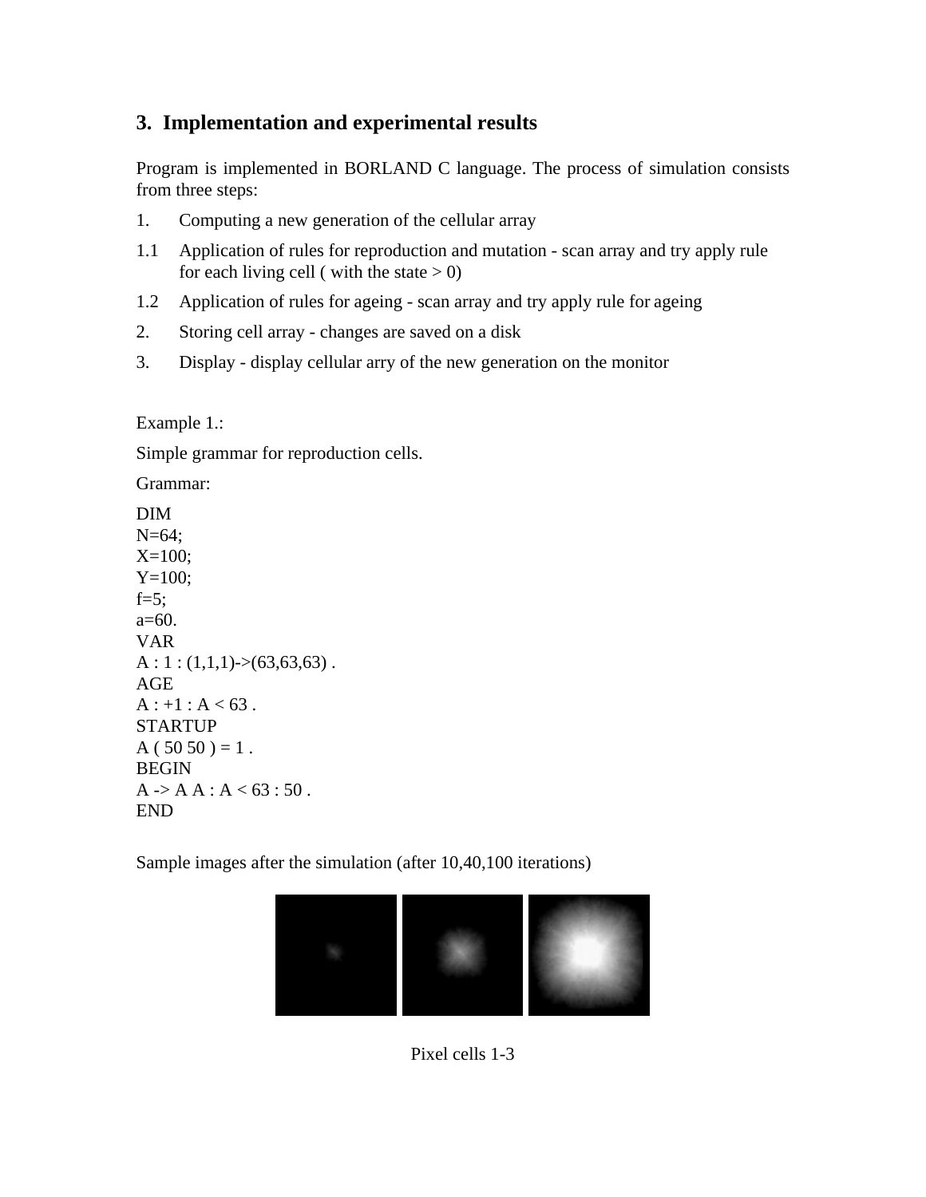## 3. Implementation and experimental results

Program is implemented in BORLAND C language. The process of simulation consists from three steps:

1. Computing a new generation of the cellular array

1.1 Application of rules for reproduction and mutation - scan array and try apply rule for each living cell ( with the state > 0)

1.2 Application of rules for ageing - scan array and try apply rule for ageing

2. Storing cell array - changes are saved on a disk

3. Display - display cellular arry of the new generation on the monitor

Example 1.:

Simple grammar for reproduction cells.

Grammar:

```
DIM
N=64;
X=100;
Y=100;
f=5;
a=60.
VAR
A : 1 : (1,1,1)->(63,63,63) .
AGE
A : +1 : A < 63 .
STARTUP
A ( 50 50 ) = 1 .
BEGIN
A -> A A : A < 63 : 50 .
END
```

Sample images after the simulation (after 10,40,100 iterations)

Pixel cells 1-3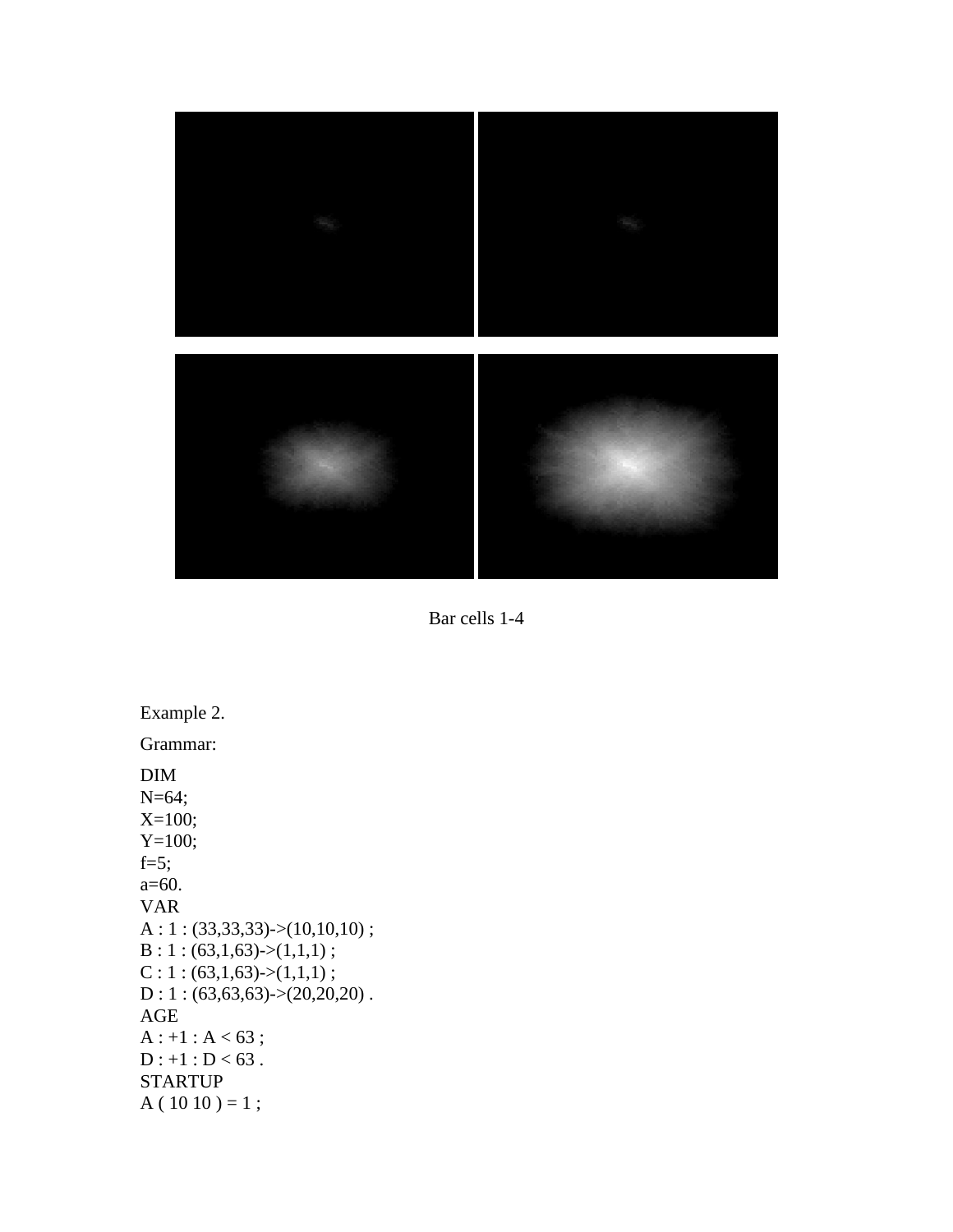Bar cells 1-4

Example 2.

Grammar:

```
DIM
N=64;
X=100;
Y=100;
f=5;
a=60.
VAR
A : 1 : (33,33,33)->(10,10,10) ;
B : 1 : (63,1,63)->(1,1,1) ;
C : 1 : (63,1,63)->(1,1,1) ;
D : 1 : (63,63,63)->(20,20,20) .
AGE
A : +1 : A < 63 ;
D : +1 : D < 63 .
STARTUP
A ( 10 10 ) = 1 ;
```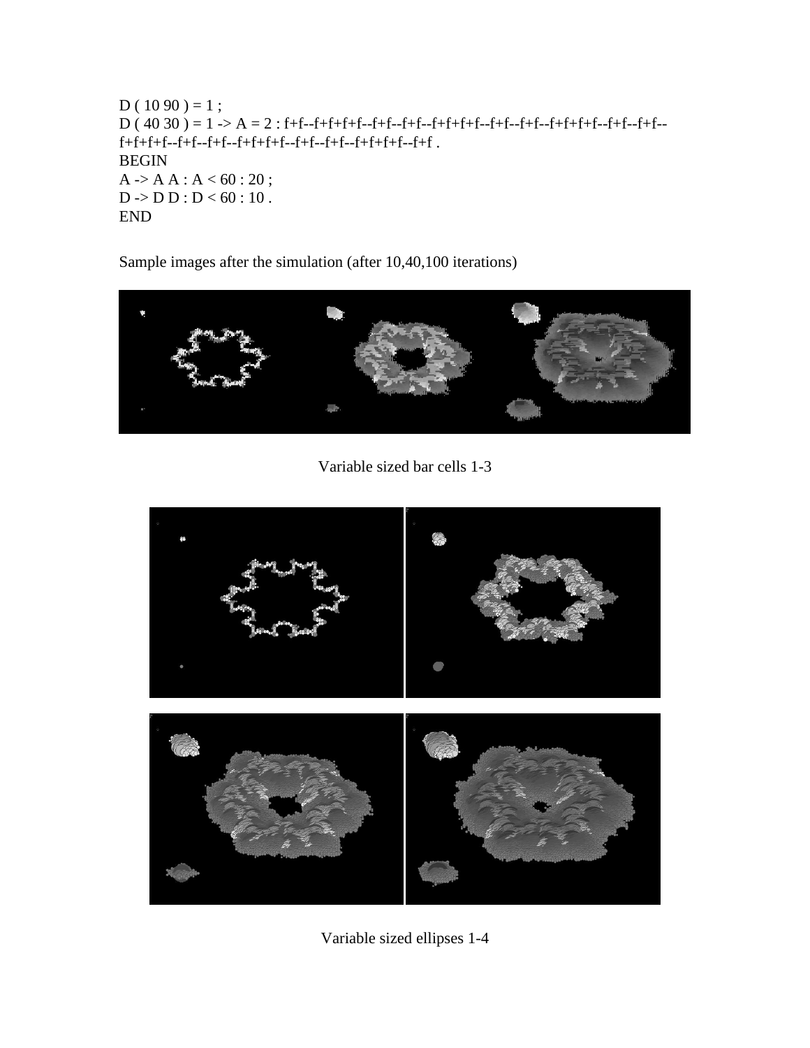```
D ( 10 90 ) = 1 ;
D ( 40 30 ) = 1 -> A = 2 : f+f--f+f+f+f--f+f--f+f--f+f+f+f--f+f--f+f--f+f+f+f--f+f--f+f--
f+f+f+f--f+f--f+f--f+f+f+f--f+f--f+f--f+f+f+f--f+f .
BEGIN
A -> A A : A < 60 : 20 ;
D -> D D : D < 60 : 10 .
END
```

Sample images after the simulation (after 10,40,100 iterations)

Variable sized bar cells 1-3

Variable sized ellipses 1-4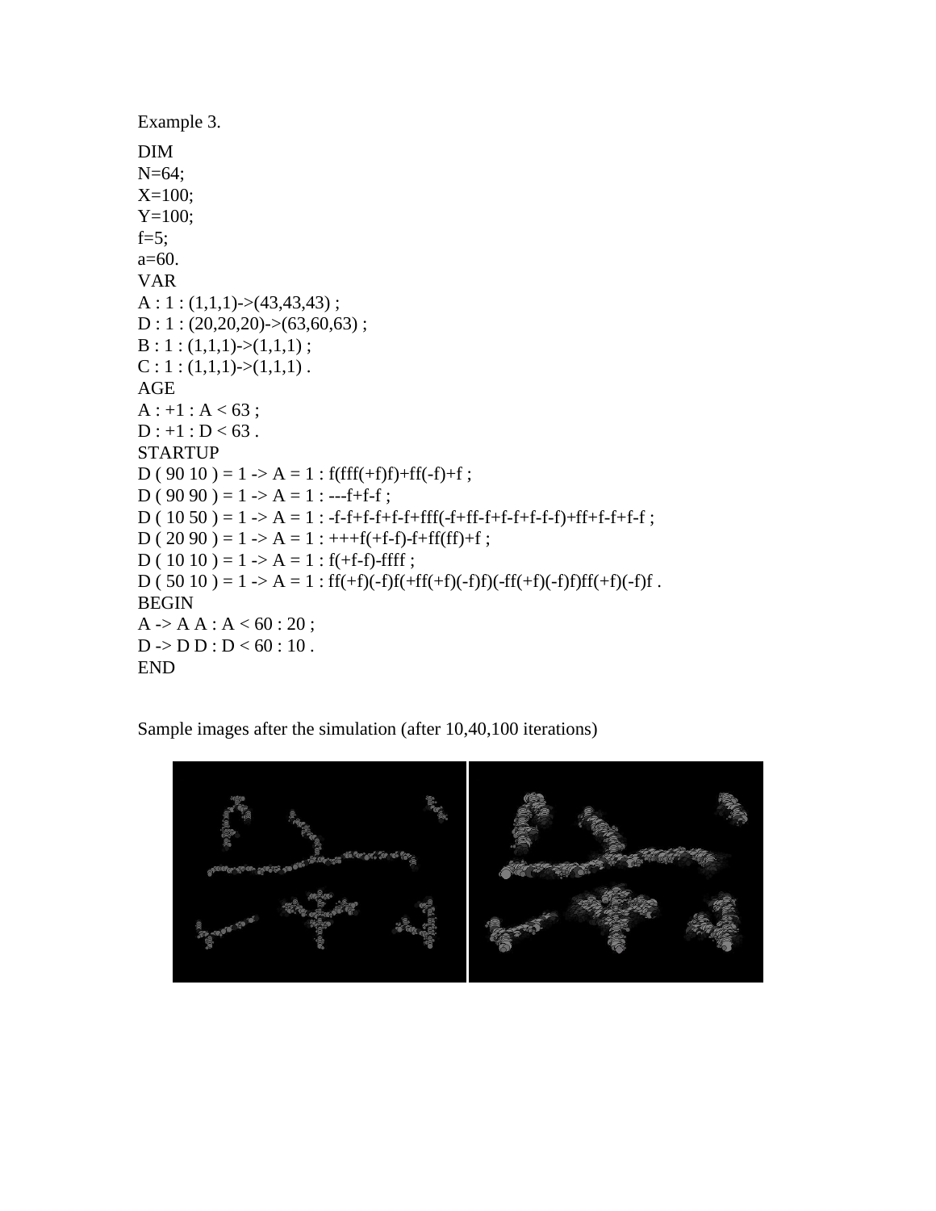Example 3.

```
DIM
N=64;
X=100;
Y=100;
f=5;
a=60.
VAR
A : 1 : (1,1,1)->(43,43,43) ;
D : 1 : (20,20,20)->(63,60,63) ;
B : 1 : (1,1,1)->(1,1,1) ;
C : 1 : (1,1,1)->(1,1,1) .
AGE
A : +1 : A < 63 ;
D : +1 : D < 63 .
STARTUP
D ( 90 10 ) = 1 -> A = 1 : f(fff(+f)f)+ff(-f)+f ;
D ( 90 90 ) = 1 -> A = 1 : ---f+f-f ;
D ( 10 50 ) = 1 -> A = 1 : -f-f+f-f+f-f+fff(-f+ff-f+f-f+f-f-f)+ff+f-f+f-f ;
D ( 20 90 ) = 1 -> A = 1 : +++f(+f-f)-f+ff(ff)+f ;
D ( 10 10 ) = 1 -> A = 1 : f(+f-f)-ffff ;
D ( 50 10 ) = 1 -> A = 1 : ff(+f)(-f)f(+ff(+f)(-f)f)(-ff(+f)(-f)f)ff(+f)(-f)f .
BEGIN
A -> A A : A < 60 : 20 ;
D -> D D : D < 60 : 10 .
END
```

Sample images after the simulation (after 10,40,100 iterations)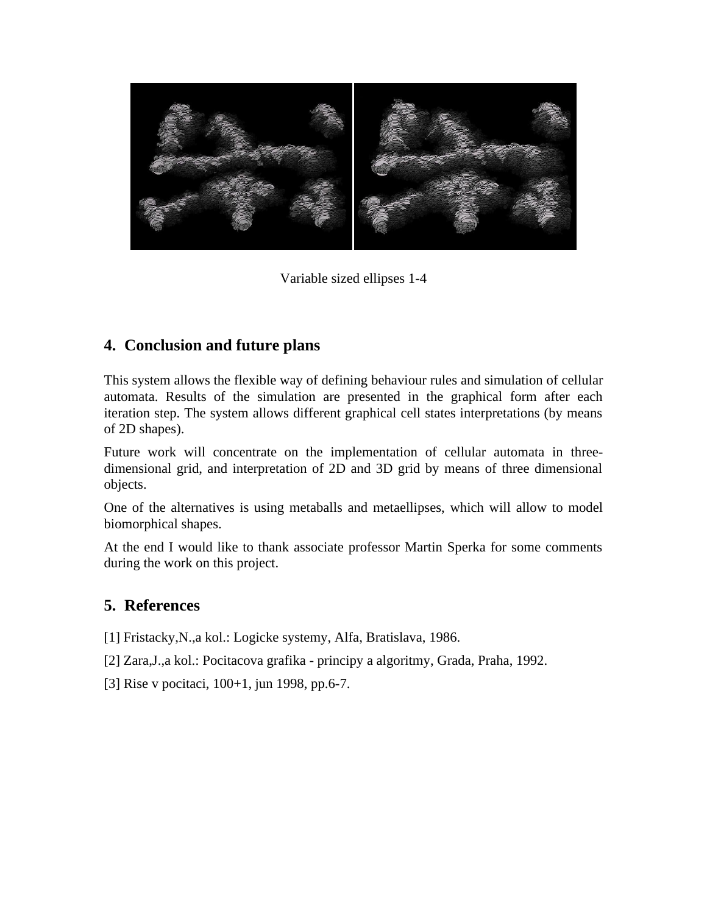Variable sized ellipses 1-4

## 4. Conclusion and future plans

This system allows the flexible way of defining behaviour rules and simulation of cellular automata. Results of the simulation are presented in the graphical form after each iteration step. The system allows different graphical cell states interpretations (by means of 2D shapes).

Future work will concentrate on the implementation of cellular automata in three-dimensional grid, and interpretation of 2D and 3D grid by means of three dimensional objects.

One of the alternatives is using metaballs and metaellipses, which will allow to model biomorphical shapes.

At the end I would like to thank associate professor Martin Sperka for some comments during the work on this project.

## 5. References

[1] Fristacky,N.,a kol.: Logicke systemy, Alfa, Bratislava, 1986.

[2] Zara,J.,a kol.: Pocitacova grafika - principy a algoritmy, Grada, Praha, 1992.

[3] Rise v pocitaci, 100+1, jun 1998, pp.6-7.